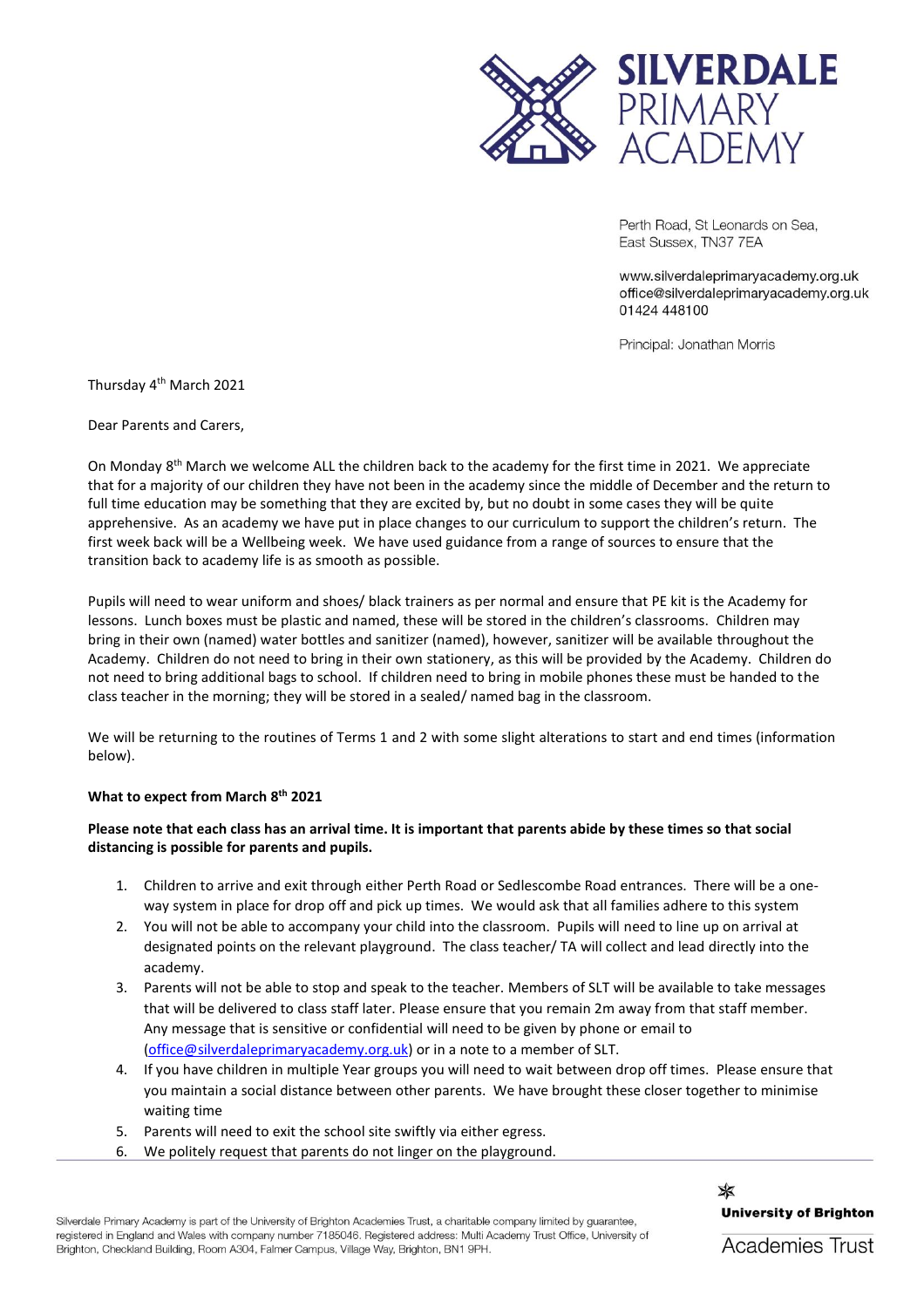**SILVERDALE PRIMARY ACADEMY**

Perth Road, St Leonards on Sea,
East Sussex, TN37 7EA

www.silverdaleprimaryacademy.org.uk
office@silverdaleprimaryacademy.org.uk
01424 448100

Principal: Jonathan Morris

Thursday 4th March 2021

Dear Parents and Carers,

On Monday 8th March we welcome ALL the children back to the academy for the first time in 2021. We appreciate that for a majority of our children they have not been in the academy since the middle of December and the return to full time education may be something that they are excited by, but no doubt in some cases they will be quite apprehensive. As an academy we have put in place changes to our curriculum to support the children's return. The first week back will be a Wellbeing week. We have used guidance from a range of sources to ensure that the transition back to academy life is as smooth as possible.

Pupils will need to wear uniform and shoes/ black trainers as per normal and ensure that PE kit is the Academy for lessons. Lunch boxes must be plastic and named, these will be stored in the children's classrooms. Children may bring in their own (named) water bottles and sanitizer (named), however, sanitizer will be available throughout the Academy. Children do not need to bring in their own stationery, as this will be provided by the Academy. Children do not need to bring additional bags to school. If children need to bring in mobile phones these must be handed to the class teacher in the morning; they will be stored in a sealed/ named bag in the classroom.

We will be returning to the routines of Terms 1 and 2 with some slight alterations to start and end times (information below).

**What to expect from March 8th 2021**

**Please note that each class has an arrival time. It is important that parents abide by these times so that social distancing is possible for parents and pupils.**

1. Children to arrive and exit through either Perth Road or Sedlescombe Road entrances. There will be a one-way system in place for drop off and pick up times. We would ask that all families adhere to this system
2. You will not be able to accompany your child into the classroom. Pupils will need to line up on arrival at designated points on the relevant playground. The class teacher/ TA will collect and lead directly into the academy.
3. Parents will not be able to stop and speak to the teacher. Members of SLT will be available to take messages that will be delivered to class staff later. Please ensure that you remain 2m away from that staff member. Any message that is sensitive or confidential will need to be given by phone or email to (office@silverdaleprimaryacademy.org.uk) or in a note to a member of SLT.
4. If you have children in multiple Year groups you will need to wait between drop off times. Please ensure that you maintain a social distance between other parents. We have brought these closer together to minimise waiting time
5. Parents will need to exit the school site swiftly via either egress.
6. We politely request that parents do not linger on the playground.

Silverdale Primary Academy is part of the University of Brighton Academies Trust, a charitable company limited by guarantee, registered in England and Wales with company number 7185046. Registered address: Multi Academy Trust Office, University of Brighton, Checkland Building, Room A304, Falmer Campus, Village Way, Brighton, BN1 9PH.

University of Brighton Academies Trust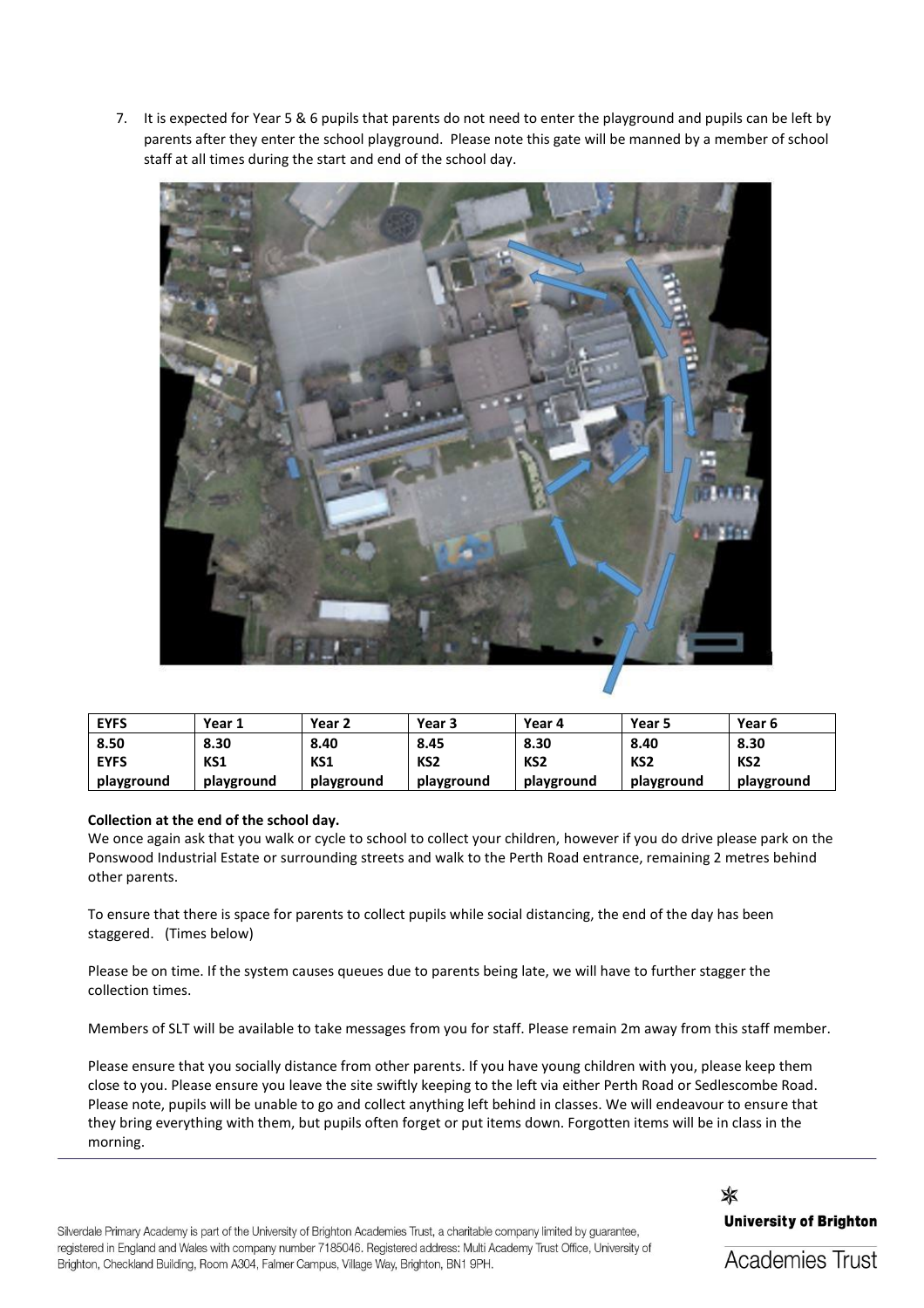7. It is expected for Year 5 & 6 pupils that parents do not need to enter the playground and pupils can be left by parents after they enter the school playground. Please note this gate will be manned by a member of school staff at all times during the start and end of the school day.

| EYFS | Year 1 | Year 2 | Year 3 | Year 4 | Year 5 | Year 6 |
|---|---|---|---|---|---|---|
| 8.50 | 8.30 | 8.40 | 8.45 | 8.30 | 8.40 | 8.30 |
| EYFS playground | KS1 playground | KS1 playground | KS2 playground | KS2 playground | KS2 playground | KS2 playground |

**Collection at the end of the school day.**

We once again ask that you walk or cycle to school to collect your children, however if you do drive please park on the Ponswood Industrial Estate or surrounding streets and walk to the Perth Road entrance, remaining 2 metres behind other parents.

To ensure that there is space for parents to collect pupils while social distancing, the end of the day has been staggered. (Times below)

Please be on time. If the system causes queues due to parents being late, we will have to further stagger the collection times.

Members of SLT will be available to take messages from you for staff. Please remain 2m away from this staff member.

Please ensure that you socially distance from other parents. If you have young children with you, please keep them close to you. Please ensure you leave the site swiftly keeping to the left via either Perth Road or Sedlescombe Road. Please note, pupils will be unable to go and collect anything left behind in classes. We will endeavour to ensure that they bring everything with them, but pupils often forget or put items down. Forgotten items will be in class in the morning.

Silverdale Primary Academy is part of the University of Brighton Academies Trust, a charitable company limited by guarantee, registered in England and Wales with company number 7185046. Registered address: Multi Academy Trust Office, University of Brighton, Checkland Building, Room A304, Falmer Campus, Village Way, Brighton, BN1 9PH.

University of Brighton Academies Trust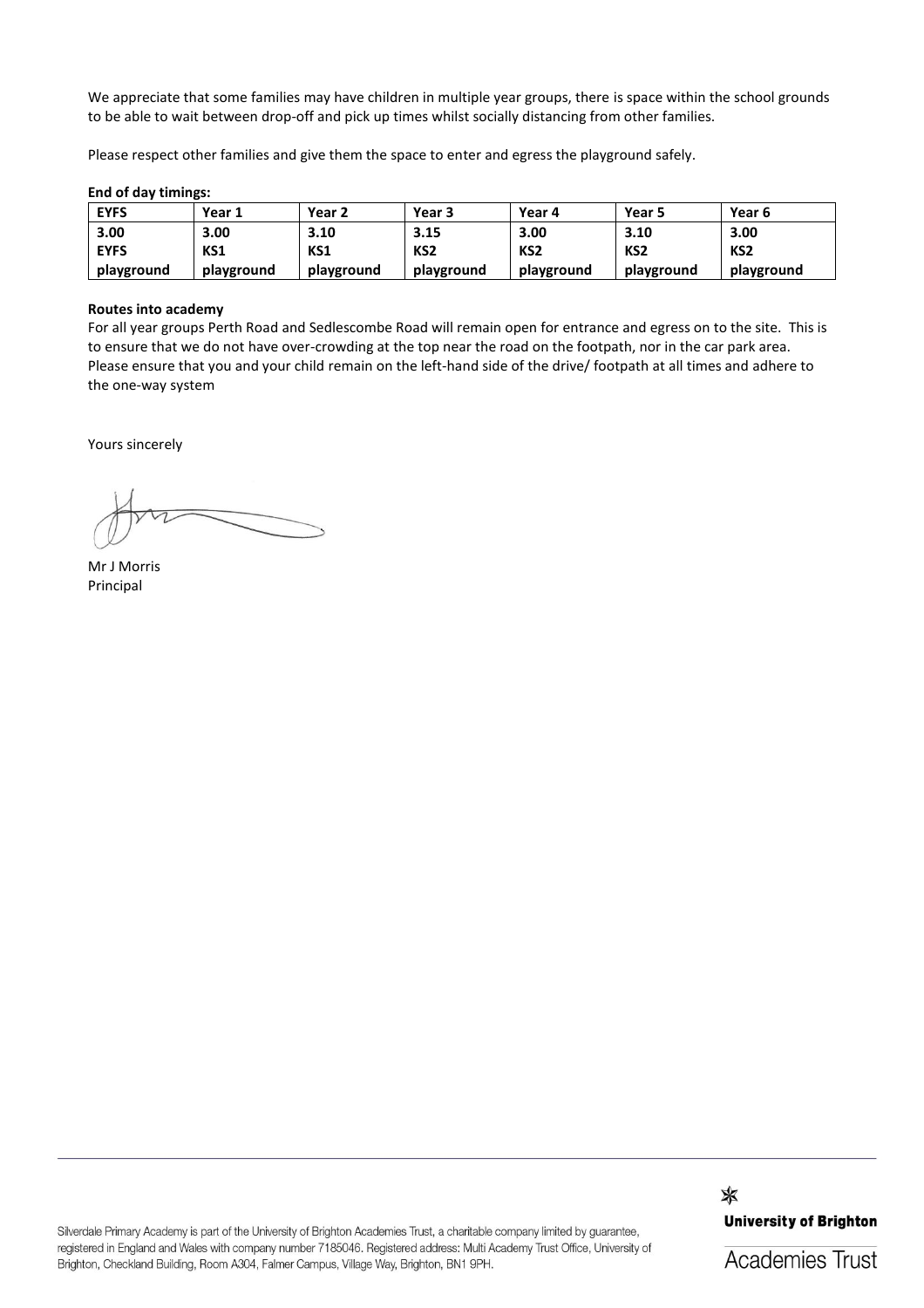We appreciate that some families may have children in multiple year groups, there is space within the school grounds to be able to wait between drop-off and pick up times whilst socially distancing from other families.

Please respect other families and give them the space to enter and egress the playground safely.

**End of day timings:**

| EYFS | Year 1 | Year 2 | Year 3 | Year 4 | Year 5 | Year 6 |
|---|---|---|---|---|---|---|
| **3.00** | **3.00** | **3.10** | **3.15** | **3.00** | **3.10** | **3.00** |
| **EYFS playground** | **KS1 playground** | **KS1 playground** | **KS2 playground** | **KS2 playground** | **KS2 playground** | **KS2 playground** |

**Routes into academy**

For all year groups Perth Road and Sedlescombe Road will remain open for entrance and egress on to the site. This is to ensure that we do not have over-crowding at the top near the road on the footpath, nor in the car park area. Please ensure that you and your child remain on the left-hand side of the drive/ footpath at all times and adhere to the one-way system

Yours sincerely

Mr J Morris
Principal

Silverdale Primary Academy is part of the University of Brighton Academies Trust, a charitable company limited by guarantee, registered in England and Wales with company number 7185046. Registered address: Multi Academy Trust Office, University of Brighton, Checkland Building, Room A304, Falmer Campus, Village Way, Brighton, BN1 9PH.

University of Brighton Academies Trust